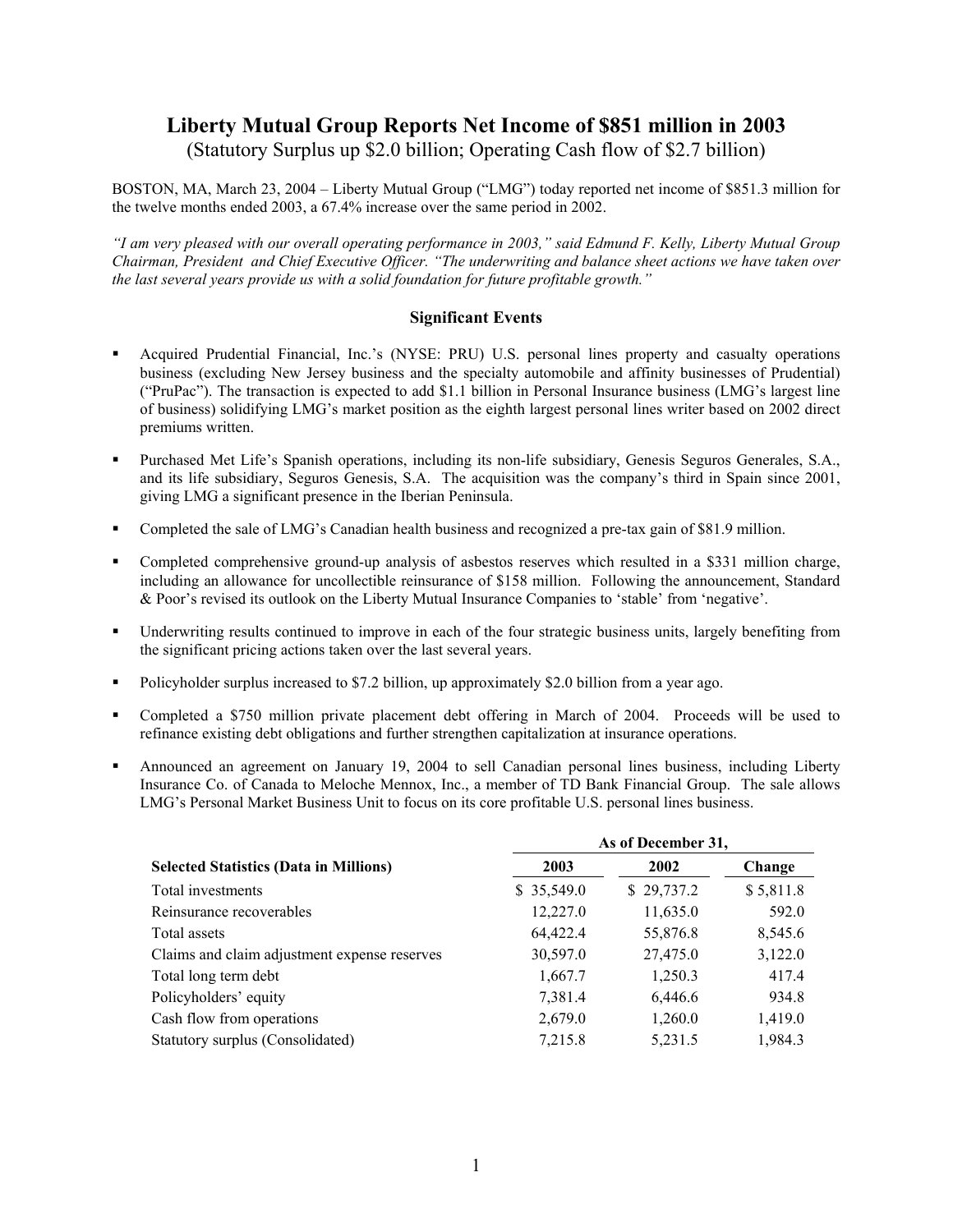# Liberty Mutual Group Reports Net Income of $851 million in 2003

(Statutory Surplus up $2.0 billion; Operating Cash flow of $2.7 billion)

BOSTON, MA, March 23, 2004 – Liberty Mutual Group ("LMG") today reported net income of $851.3 million for the twelve months ended 2003, a 67.4% increase over the same period in 2002.

*"I am very pleased with our overall operating performance in 2003," said Edmund F. Kelly, Liberty Mutual Group Chairman, President and Chief Executive Officer. "The underwriting and balance sheet actions we have taken over the last several years provide us with a solid foundation for future profitable growth."*

## Significant Events

- Acquired Prudential Financial, Inc.'s (NYSE: PRU) U.S. personal lines property and casualty operations business (excluding New Jersey business and the specialty automobile and affinity businesses of Prudential) ("PruPac"). The transaction is expected to add $1.1 billion in Personal Insurance business (LMG's largest line of business) solidifying LMG's market position as the eighth largest personal lines writer based on 2002 direct premiums written.
- Purchased Met Life's Spanish operations, including its non-life subsidiary, Genesis Seguros Generales, S.A., and its life subsidiary, Seguros Genesis, S.A. The acquisition was the company's third in Spain since 2001, giving LMG a significant presence in the Iberian Peninsula.
- Completed the sale of LMG's Canadian health business and recognized a pre-tax gain of $81.9 million.
- Completed comprehensive ground-up analysis of asbestos reserves which resulted in a $331 million charge, including an allowance for uncollectible reinsurance of $158 million. Following the announcement, Standard & Poor's revised its outlook on the Liberty Mutual Insurance Companies to 'stable' from 'negative'.
- Underwriting results continued to improve in each of the four strategic business units, largely benefiting from the significant pricing actions taken over the last several years.
- Policyholder surplus increased to $7.2 billion, up approximately $2.0 billion from a year ago.
- Completed a $750 million private placement debt offering in March of 2004. Proceeds will be used to refinance existing debt obligations and further strengthen capitalization at insurance operations.
- Announced an agreement on January 19, 2004 to sell Canadian personal lines business, including Liberty Insurance Co. of Canada to Meloche Mennox, Inc., a member of TD Bank Financial Group. The sale allows LMG's Personal Market Business Unit to focus on its core profitable U.S. personal lines business.

| | As of December 31, | | |
|---|---|---|---|
| **Selected Statistics (Data in Millions)** | **2003** | **2002** | **Change** |
| Total investments | $ 35,549.0 | $ 29,737.2 | $ 5,811.8 |
| Reinsurance recoverables | 12,227.0 | 11,635.0 | 592.0 |
| Total assets | 64,422.4 | 55,876.8 | 8,545.6 |
| Claims and claim adjustment expense reserves | 30,597.0 | 27,475.0 | 3,122.0 |
| Total long term debt | 1,667.7 | 1,250.3 | 417.4 |
| Policyholders' equity | 7,381.4 | 6,446.6 | 934.8 |
| Cash flow from operations | 2,679.0 | 1,260.0 | 1,419.0 |
| Statutory surplus (Consolidated) | 7,215.8 | 5,231.5 | 1,984.3 |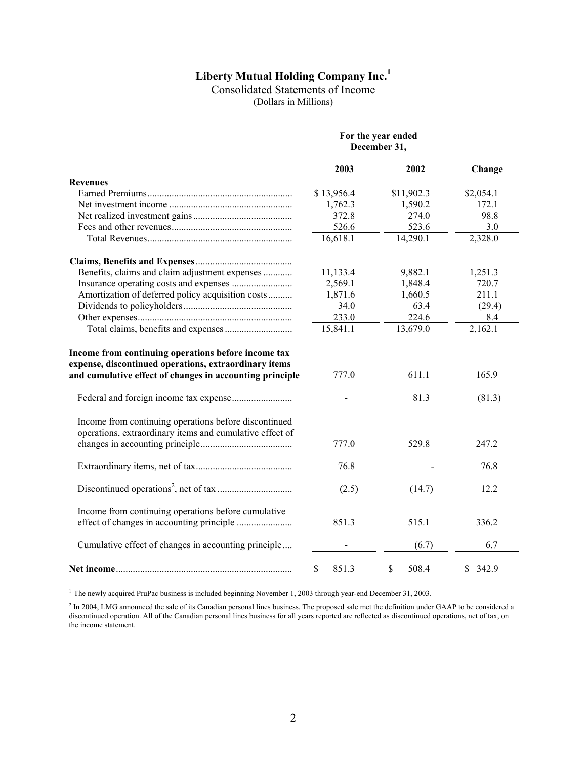# Liberty Mutual Holding Company Inc.[1]

Consolidated Statements of Income

(Dollars in Millions)

| | For the year ended December 31, | | |
|---|---|---|---|
| | **2003** | **2002** | **Change** |
| **Revenues** | | | |
| Earned Premiums | $ 13,956.4 | $11,902.3 | $2,054.1 |
| Net investment income | 1,762.3 | 1,590.2 | 172.1 |
| Net realized investment gains | 372.8 | 274.0 | 98.8 |
| Fees and other revenues | 526.6 | 523.6 | 3.0 |
| Total Revenues | 16,618.1 | 14,290.1 | 2,328.0 |
| **Claims, Benefits and Expenses** | | | |
| Benefits, claims and claim adjustment expenses | 11,133.4 | 9,882.1 | 1,251.3 |
| Insurance operating costs and expenses | 2,569.1 | 1,848.4 | 720.7 |
| Amortization of deferred policy acquisition costs | 1,871.6 | 1,660.5 | 211.1 |
| Dividends to policyholders | 34.0 | 63.4 | (29.4) |
| Other expenses | 233.0 | 224.6 | 8.4 |
| Total claims, benefits and expenses | 15,841.1 | 13,679.0 | 2,162.1 |
| **Income from continuing operations before income tax expense, discontinued operations, extraordinary items and cumulative effect of changes in accounting principle** | 777.0 | 611.1 | 165.9 |
| Federal and foreign income tax expense | - | 81.3 | (81.3) |
| Income from continuing operations before discontinued operations, extraordinary items and cumulative effect of changes in accounting principle | 777.0 | 529.8 | 247.2 |
| Extraordinary items, net of tax | 76.8 | - | 76.8 |
| Discontinued operations[2], net of tax | (2.5) | (14.7) | 12.2 |
| Income from continuing operations before cumulative effect of changes in accounting principle | 851.3 | 515.1 | 336.2 |
| Cumulative effect of changes in accounting principle | - | (6.7) | 6.7 |
| **Net income** | $ 851.3 | $ 508.4 | $ 342.9 |

[1] The newly acquired PruPac business is included beginning November 1, 2003 through year-end December 31, 2003.

[2] In 2004, LMG announced the sale of its Canadian personal lines business. The proposed sale met the definition under GAAP to be considered a discontinued operation. All of the Canadian personal lines business for all years reported are reflected as discontinued operations, net of tax, on the income statement.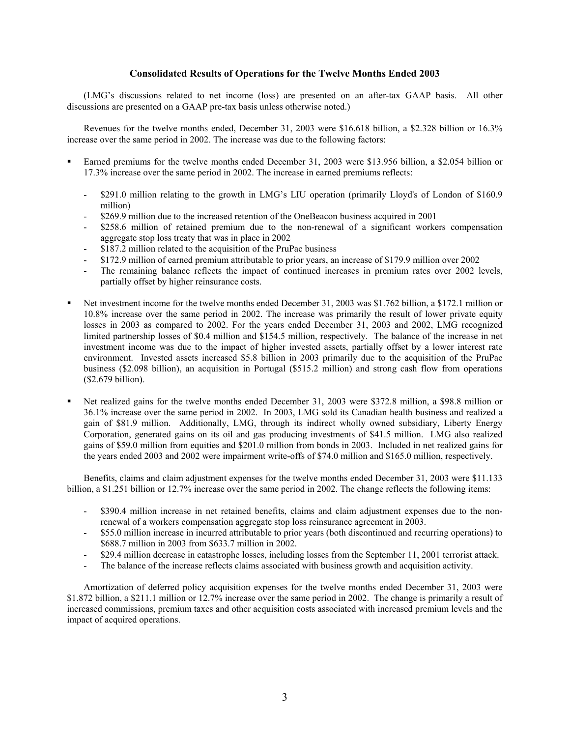## Consolidated Results of Operations for the Twelve Months Ended 2003

(LMG's discussions related to net income (loss) are presented on an after-tax GAAP basis. All other discussions are presented on a GAAP pre-tax basis unless otherwise noted.)

Revenues for the twelve months ended, December 31, 2003 were $16.618 billion, a $2.328 billion or 16.3% increase over the same period in 2002. The increase was due to the following factors:

- Earned premiums for the twelve months ended December 31, 2003 were $13.956 billion, a $2.054 billion or 17.3% increase over the same period in 2002. The increase in earned premiums reflects:
  - $291.0 million relating to the growth in LMG's LIU operation (primarily Lloyd's of London of $160.9 million)
  - $269.9 million due to the increased retention of the OneBeacon business acquired in 2001
  - $258.6 million of retained premium due to the non-renewal of a significant workers compensation aggregate stop loss treaty that was in place in 2002
  - $187.2 million related to the acquisition of the PruPac business
  - $172.9 million of earned premium attributable to prior years, an increase of $179.9 million over 2002
  - The remaining balance reflects the impact of continued increases in premium rates over 2002 levels, partially offset by higher reinsurance costs.

- Net investment income for the twelve months ended December 31, 2003 was $1.762 billion, a $172.1 million or 10.8% increase over the same period in 2002. The increase was primarily the result of lower private equity losses in 2003 as compared to 2002. For the years ended December 31, 2003 and 2002, LMG recognized limited partnership losses of $0.4 million and $154.5 million, respectively. The balance of the increase in net investment income was due to the impact of higher invested assets, partially offset by a lower interest rate environment. Invested assets increased $5.8 billion in 2003 primarily due to the acquisition of the PruPac business ($2.098 billion), an acquisition in Portugal ($515.2 million) and strong cash flow from operations ($2.679 billion).

- Net realized gains for the twelve months ended December 31, 2003 were $372.8 million, a $98.8 million or 36.1% increase over the same period in 2002. In 2003, LMG sold its Canadian health business and realized a gain of $81.9 million. Additionally, LMG, through its indirect wholly owned subsidiary, Liberty Energy Corporation, generated gains on its oil and gas producing investments of $41.5 million. LMG also realized gains of $59.0 million from equities and $201.0 million from bonds in 2003. Included in net realized gains for the years ended 2003 and 2002 were impairment write-offs of $74.0 million and $165.0 million, respectively.

Benefits, claims and claim adjustment expenses for the twelve months ended December 31, 2003 were $11.133 billion, a $1.251 billion or 12.7% increase over the same period in 2002. The change reflects the following items:

- $390.4 million increase in net retained benefits, claims and claim adjustment expenses due to the non-renewal of a workers compensation aggregate stop loss reinsurance agreement in 2003.
- $55.0 million increase in incurred attributable to prior years (both discontinued and recurring operations) to $688.7 million in 2003 from $633.7 million in 2002.
- $29.4 million decrease in catastrophe losses, including losses from the September 11, 2001 terrorist attack.
- The balance of the increase reflects claims associated with business growth and acquisition activity.

Amortization of deferred policy acquisition expenses for the twelve months ended December 31, 2003 were $1.872 billion, a $211.1 million or 12.7% increase over the same period in 2002. The change is primarily a result of increased commissions, premium taxes and other acquisition costs associated with increased premium levels and the impact of acquired operations.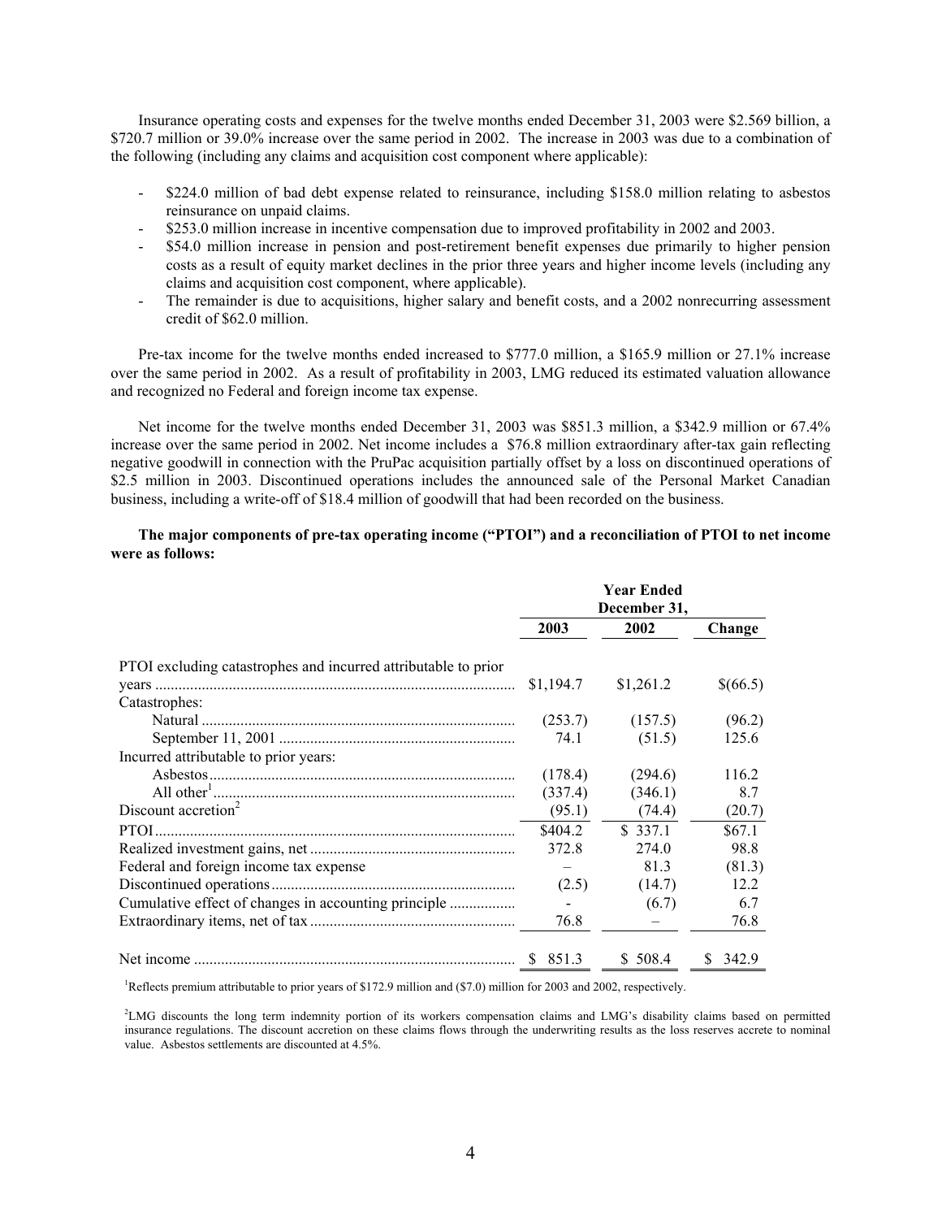Insurance operating costs and expenses for the twelve months ended December 31, 2003 were $2.569 billion, a $720.7 million or 39.0% increase over the same period in 2002. The increase in 2003 was due to a combination of the following (including any claims and acquisition cost component where applicable):

- $224.0 million of bad debt expense related to reinsurance, including $158.0 million relating to asbestos reinsurance on unpaid claims.
- $253.0 million increase in incentive compensation due to improved profitability in 2002 and 2003.
- $54.0 million increase in pension and post-retirement benefit expenses due primarily to higher pension costs as a result of equity market declines in the prior three years and higher income levels (including any claims and acquisition cost component, where applicable).
- The remainder is due to acquisitions, higher salary and benefit costs, and a 2002 nonrecurring assessment credit of $62.0 million.

Pre-tax income for the twelve months ended increased to $777.0 million, a $165.9 million or 27.1% increase over the same period in 2002. As a result of profitability in 2003, LMG reduced its estimated valuation allowance and recognized no Federal and foreign income tax expense.

Net income for the twelve months ended December 31, 2003 was $851.3 million, a $342.9 million or 67.4% increase over the same period in 2002. Net income includes a $76.8 million extraordinary after-tax gain reflecting negative goodwill in connection with the PruPac acquisition partially offset by a loss on discontinued operations of $2.5 million in 2003. Discontinued operations includes the announced sale of the Personal Market Canadian business, including a write-off of $18.4 million of goodwill that had been recorded on the business.

**The major components of pre-tax operating income ("PTOI") and a reconciliation of PTOI to net income were as follows:**

| | Year Ended December 31, | | |
|---|---|---|---|
| | 2003 | 2002 | Change |
| PTOI excluding catastrophes and incurred attributable to prior years | $1,194.7 | $1,261.2 | $(66.5) |
| Catastrophes: | | | |
| Natural | (253.7) | (157.5) | (96.2) |
| September 11, 2001 | 74.1 | (51.5) | 125.6 |
| Incurred attributable to prior years: | | | |
| Asbestos | (178.4) | (294.6) | 116.2 |
| All other[1] | (337.4) | (346.1) | 8.7 |
| Discount accretion[2] | (95.1) | (74.4) | (20.7) |
| PTOI | $404.2 | $ 337.1 | $67.1 |
| Realized investment gains, net | 372.8 | 274.0 | 98.8 |
| Federal and foreign income tax expense | – | 81.3 | (81.3) |
| Discontinued operations | (2.5) | (14.7) | 12.2 |
| Cumulative effect of changes in accounting principle | - | (6.7) | 6.7 |
| Extraordinary items, net of tax | 76.8 | – | 76.8 |
| Net income | $ 851.3 | $ 508.4 | $ 342.9 |

[1]Reflects premium attributable to prior years of $172.9 million and ($7.0) million for 2003 and 2002, respectively.

[2]LMG discounts the long term indemnity portion of its workers compensation claims and LMG's disability claims based on permitted insurance regulations. The discount accretion on these claims flows through the underwriting results as the loss reserves accrete to nominal value. Asbestos settlements are discounted at 4.5%.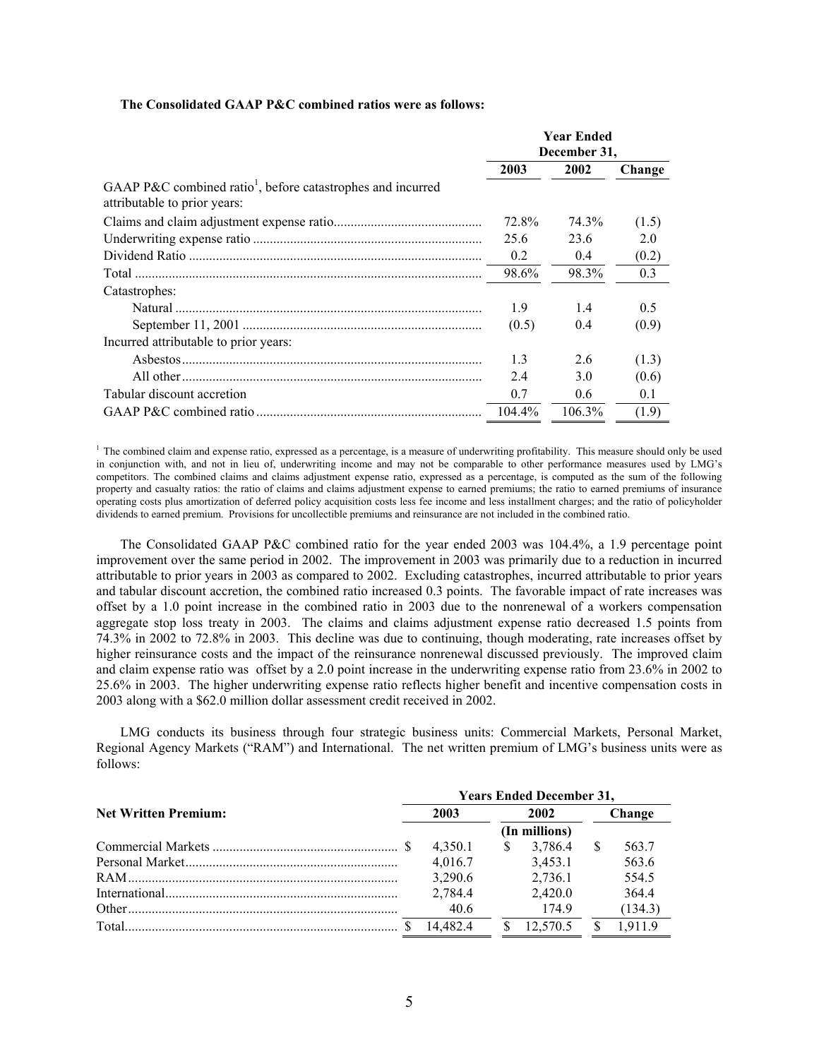**The Consolidated GAAP P&C combined ratios were as follows:**

| | Year Ended December 31, | | |
|---|---|---|---|
| | 2003 | 2002 | Change |
| GAAP P&C combined ratio[1], before catastrophes and incurred attributable to prior years: | | | |
| Claims and claim adjustment expense ratio | 72.8% | 74.3% | (1.5) |
| Underwriting expense ratio | 25.6 | 23.6 | 2.0 |
| Dividend Ratio | 0.2 | 0.4 | (0.2) |
| Total | 98.6% | 98.3% | 0.3 |
| Catastrophes: | | | |
| Natural | 1.9 | 1.4 | 0.5 |
| September 11, 2001 | (0.5) | 0.4 | (0.9) |
| Incurred attributable to prior years: | | | |
| Asbestos | 1.3 | 2.6 | (1.3) |
| All other | 2.4 | 3.0 | (0.6) |
| Tabular discount accretion | 0.7 | 0.6 | 0.1 |
| GAAP P&C combined ratio | 104.4% | 106.3% | (1.9) |

[1] The combined claim and expense ratio, expressed as a percentage, is a measure of underwriting profitability. This measure should only be used in conjunction with, and not in lieu of, underwriting income and may not be comparable to other performance measures used by LMG's competitors. The combined claims and claims adjustment expense ratio, expressed as a percentage, is computed as the sum of the following property and casualty ratios: the ratio of claims and claims adjustment expense to earned premiums; the ratio to earned premiums of insurance operating costs plus amortization of deferred policy acquisition costs less fee income and less installment charges; and the ratio of policyholder dividends to earned premium. Provisions for uncollectible premiums and reinsurance are not included in the combined ratio.

The Consolidated GAAP P&C combined ratio for the year ended 2003 was 104.4%, a 1.9 percentage point improvement over the same period in 2002. The improvement in 2003 was primarily due to a reduction in incurred attributable to prior years in 2003 as compared to 2002. Excluding catastrophes, incurred attributable to prior years and tabular discount accretion, the combined ratio increased 0.3 points. The favorable impact of rate increases was offset by a 1.0 point increase in the combined ratio in 2003 due to the nonrenewal of a workers compensation aggregate stop loss treaty in 2003. The claims and claims adjustment expense ratio decreased 1.5 points from 74.3% in 2002 to 72.8% in 2003. This decline was due to continuing, though moderating, rate increases offset by higher reinsurance costs and the impact of the reinsurance nonrenewal discussed previously. The improved claim and claim expense ratio was offset by a 2.0 point increase in the underwriting expense ratio from 23.6% in 2002 to 25.6% in 2003. The higher underwriting expense ratio reflects higher benefit and incentive compensation costs in 2003 along with a $62.0 million dollar assessment credit received in 2002.

LMG conducts its business through four strategic business units: Commercial Markets, Personal Market, Regional Agency Markets ("RAM") and International. The net written premium of LMG's business units were as follows:

| | Years Ended December 31, | | |
|---|---|---|---|
| **Net Written Premium:** | 2003 | 2002 | Change |
| | | (In millions) | |
| Commercial Markets | $ 4,350.1 | $ 3,786.4 | $ 563.7 |
| Personal Market | 4,016.7 | 3,453.1 | 563.6 |
| RAM | 3,290.6 | 2,736.1 | 554.5 |
| International | 2,784.4 | 2,420.0 | 364.4 |
| Other | 40.6 | 174.9 | (134.3) |
| Total | $ 14,482.4 | $ 12,570.5 | $ 1,911.9 |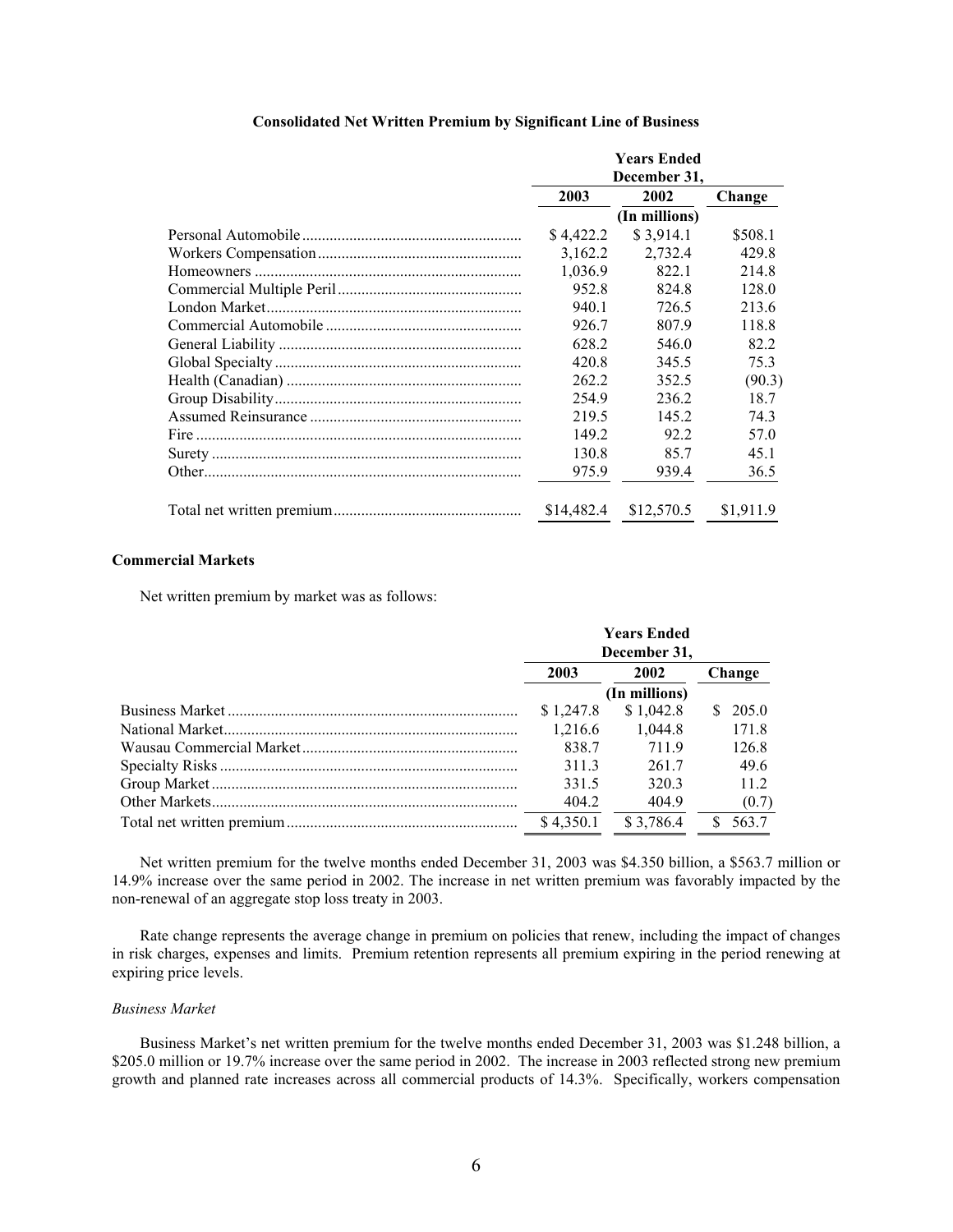**Consolidated Net Written Premium by Significant Line of Business**

| | Years Ended December 31, | | |
|---|---|---|---|
| | 2003 | 2002 | Change |
| | | (In millions) | |
| Personal Automobile | $ 4,422.2 | $ 3,914.1 | $508.1 |
| Workers Compensation | 3,162.2 | 2,732.4 | 429.8 |
| Homeowners | 1,036.9 | 822.1 | 214.8 |
| Commercial Multiple Peril | 952.8 | 824.8 | 128.0 |
| London Market | 940.1 | 726.5 | 213.6 |
| Commercial Automobile | 926.7 | 807.9 | 118.8 |
| General Liability | 628.2 | 546.0 | 82.2 |
| Global Specialty | 420.8 | 345.5 | 75.3 |
| Health (Canadian) | 262.2 | 352.5 | (90.3) |
| Group Disability | 254.9 | 236.2 | 18.7 |
| Assumed Reinsurance | 219.5 | 145.2 | 74.3 |
| Fire | 149.2 | 92.2 | 57.0 |
| Surety | 130.8 | 85.7 | 45.1 |
| Other | 975.9 | 939.4 | 36.5 |
| Total net written premium | $14,482.4 | $12,570.5 | $1,911.9 |

**Commercial Markets**

Net written premium by market was as follows:

| | Years Ended December 31, | | |
|---|---|---|---|
| | 2003 | 2002 | Change |
| | | (In millions) | |
| Business Market | $ 1,247.8 | $ 1,042.8 | $ 205.0 |
| National Market | 1,216.6 | 1,044.8 | 171.8 |
| Wausau Commercial Market | 838.7 | 711.9 | 126.8 |
| Specialty Risks | 311.3 | 261.7 | 49.6 |
| Group Market | 331.5 | 320.3 | 11.2 |
| Other Markets | 404.2 | 404.9 | (0.7) |
| Total net written premium | $ 4,350.1 | $ 3,786.4 | $ 563.7 |

Net written premium for the twelve months ended December 31, 2003 was $4.350 billion, a $563.7 million or 14.9% increase over the same period in 2002. The increase in net written premium was favorably impacted by the non-renewal of an aggregate stop loss treaty in 2003.

Rate change represents the average change in premium on policies that renew, including the impact of changes in risk charges, expenses and limits. Premium retention represents all premium expiring in the period renewing at expiring price levels.

*Business Market*

Business Market's net written premium for the twelve months ended December 31, 2003 was $1.248 billion, a $205.0 million or 19.7% increase over the same period in 2002. The increase in 2003 reflected strong new premium growth and planned rate increases across all commercial products of 14.3%. Specifically, workers compensation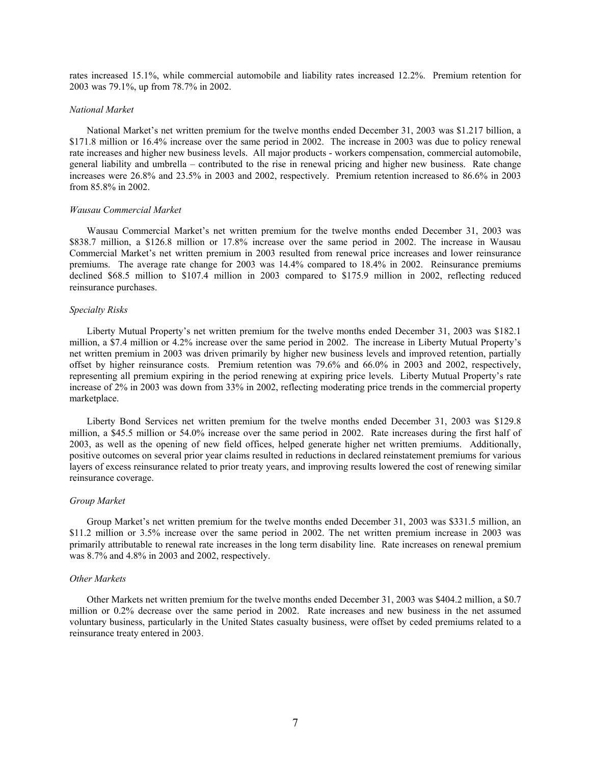rates increased 15.1%, while commercial automobile and liability rates increased 12.2%. Premium retention for 2003 was 79.1%, up from 78.7% in 2002.

*National Market*

National Market's net written premium for the twelve months ended December 31, 2003 was $1.217 billion, a $171.8 million or 16.4% increase over the same period in 2002. The increase in 2003 was due to policy renewal rate increases and higher new business levels. All major products - workers compensation, commercial automobile, general liability and umbrella – contributed to the rise in renewal pricing and higher new business. Rate change increases were 26.8% and 23.5% in 2003 and 2002, respectively. Premium retention increased to 86.6% in 2003 from 85.8% in 2002.

*Wausau Commercial Market*

Wausau Commercial Market's net written premium for the twelve months ended December 31, 2003 was $838.7 million, a $126.8 million or 17.8% increase over the same period in 2002. The increase in Wausau Commercial Market's net written premium in 2003 resulted from renewal price increases and lower reinsurance premiums. The average rate change for 2003 was 14.4% compared to 18.4% in 2002. Reinsurance premiums declined $68.5 million to $107.4 million in 2003 compared to $175.9 million in 2002, reflecting reduced reinsurance purchases.

*Specialty Risks*

Liberty Mutual Property's net written premium for the twelve months ended December 31, 2003 was $182.1 million, a $7.4 million or 4.2% increase over the same period in 2002. The increase in Liberty Mutual Property's net written premium in 2003 was driven primarily by higher new business levels and improved retention, partially offset by higher reinsurance costs. Premium retention was 79.6% and 66.0% in 2003 and 2002, respectively, representing all premium expiring in the period renewing at expiring price levels. Liberty Mutual Property's rate increase of 2% in 2003 was down from 33% in 2002, reflecting moderating price trends in the commercial property marketplace.

Liberty Bond Services net written premium for the twelve months ended December 31, 2003 was $129.8 million, a $45.5 million or 54.0% increase over the same period in 2002. Rate increases during the first half of 2003, as well as the opening of new field offices, helped generate higher net written premiums. Additionally, positive outcomes on several prior year claims resulted in reductions in declared reinstatement premiums for various layers of excess reinsurance related to prior treaty years, and improving results lowered the cost of renewing similar reinsurance coverage.

*Group Market*

Group Market's net written premium for the twelve months ended December 31, 2003 was $331.5 million, an $11.2 million or 3.5% increase over the same period in 2002. The net written premium increase in 2003 was primarily attributable to renewal rate increases in the long term disability line. Rate increases on renewal premium was 8.7% and 4.8% in 2003 and 2002, respectively.

*Other Markets*

Other Markets net written premium for the twelve months ended December 31, 2003 was $404.2 million, a $0.7 million or 0.2% decrease over the same period in 2002. Rate increases and new business in the net assumed voluntary business, particularly in the United States casualty business, were offset by ceded premiums related to a reinsurance treaty entered in 2003.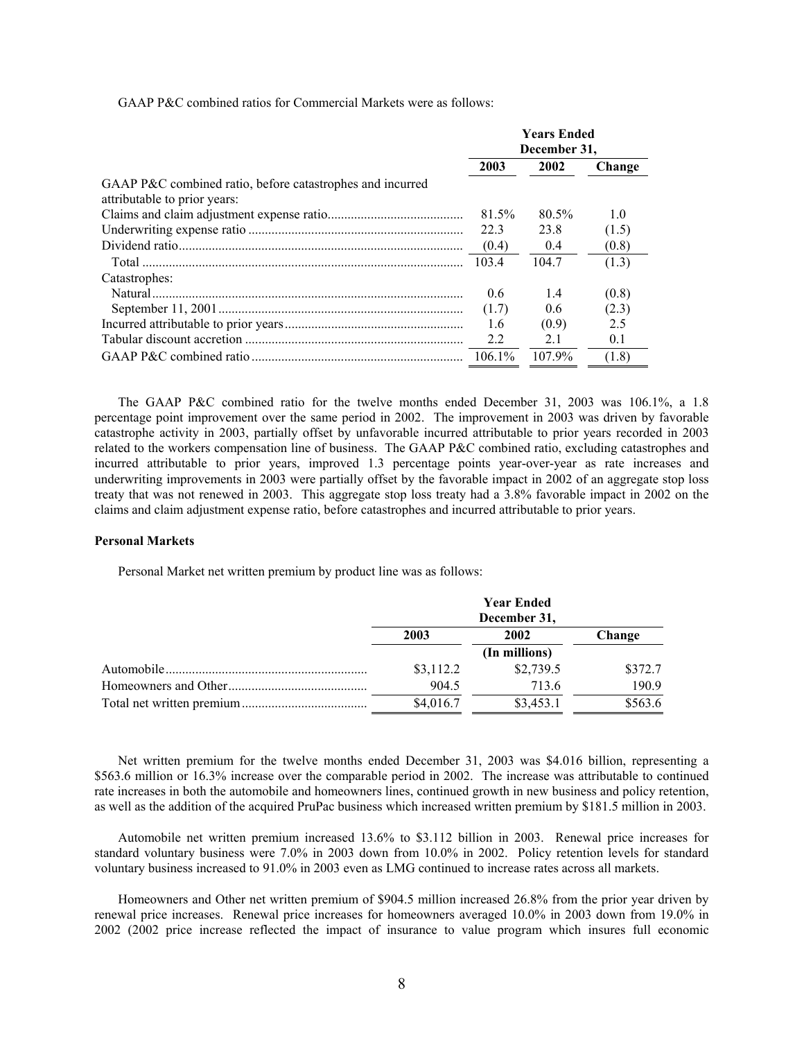GAAP P&C combined ratios for Commercial Markets were as follows:

| | Years Ended December 31, | | |
|---|---|---|---|
| | 2003 | 2002 | Change |
| GAAP P&C combined ratio, before catastrophes and incurred attributable to prior years: | | | |
| Claims and claim adjustment expense ratio | 81.5% | 80.5% | 1.0 |
| Underwriting expense ratio | 22.3 | 23.8 | (1.5) |
| Dividend ratio | (0.4) | 0.4 | (0.8) |
| Total | 103.4 | 104.7 | (1.3) |
| Catastrophes: | | | |
| Natural | 0.6 | 1.4 | (0.8) |
| September 11, 2001 | (1.7) | 0.6 | (2.3) |
| Incurred attributable to prior years | 1.6 | (0.9) | 2.5 |
| Tabular discount accretion | 2.2 | 2.1 | 0.1 |
| GAAP P&C combined ratio | 106.1% | 107.9% | (1.8) |

The GAAP P&C combined ratio for the twelve months ended December 31, 2003 was 106.1%, a 1.8 percentage point improvement over the same period in 2002. The improvement in 2003 was driven by favorable catastrophe activity in 2003, partially offset by unfavorable incurred attributable to prior years recorded in 2003 related to the workers compensation line of business. The GAAP P&C combined ratio, excluding catastrophes and incurred attributable to prior years, improved 1.3 percentage points year-over-year as rate increases and underwriting improvements in 2003 were partially offset by the favorable impact in 2002 of an aggregate stop loss treaty that was not renewed in 2003. This aggregate stop loss treaty had a 3.8% favorable impact in 2002 on the claims and claim adjustment expense ratio, before catastrophes and incurred attributable to prior years.

**Personal Markets**

Personal Market net written premium by product line was as follows:

| | Year Ended December 31, | | |
|---|---|---|---|
| | 2003 | 2002 | Change |
| | | (In millions) | |
| Automobile | $3,112.2 | $2,739.5 | $372.7 |
| Homeowners and Other | 904.5 | 713.6 | 190.9 |
| Total net written premium | $4,016.7 | $3,453.1 | $563.6 |

Net written premium for the twelve months ended December 31, 2003 was $4.016 billion, representing a $563.6 million or 16.3% increase over the comparable period in 2002. The increase was attributable to continued rate increases in both the automobile and homeowners lines, continued growth in new business and policy retention, as well as the addition of the acquired PruPac business which increased written premium by $181.5 million in 2003.

Automobile net written premium increased 13.6% to $3.112 billion in 2003. Renewal price increases for standard voluntary business were 7.0% in 2003 down from 10.0% in 2002. Policy retention levels for standard voluntary business increased to 91.0% in 2003 even as LMG continued to increase rates across all markets.

Homeowners and Other net written premium of $904.5 million increased 26.8% from the prior year driven by renewal price increases. Renewal price increases for homeowners averaged 10.0% in 2003 down from 19.0% in 2002 (2002 price increase reflected the impact of insurance to value program which insures full economic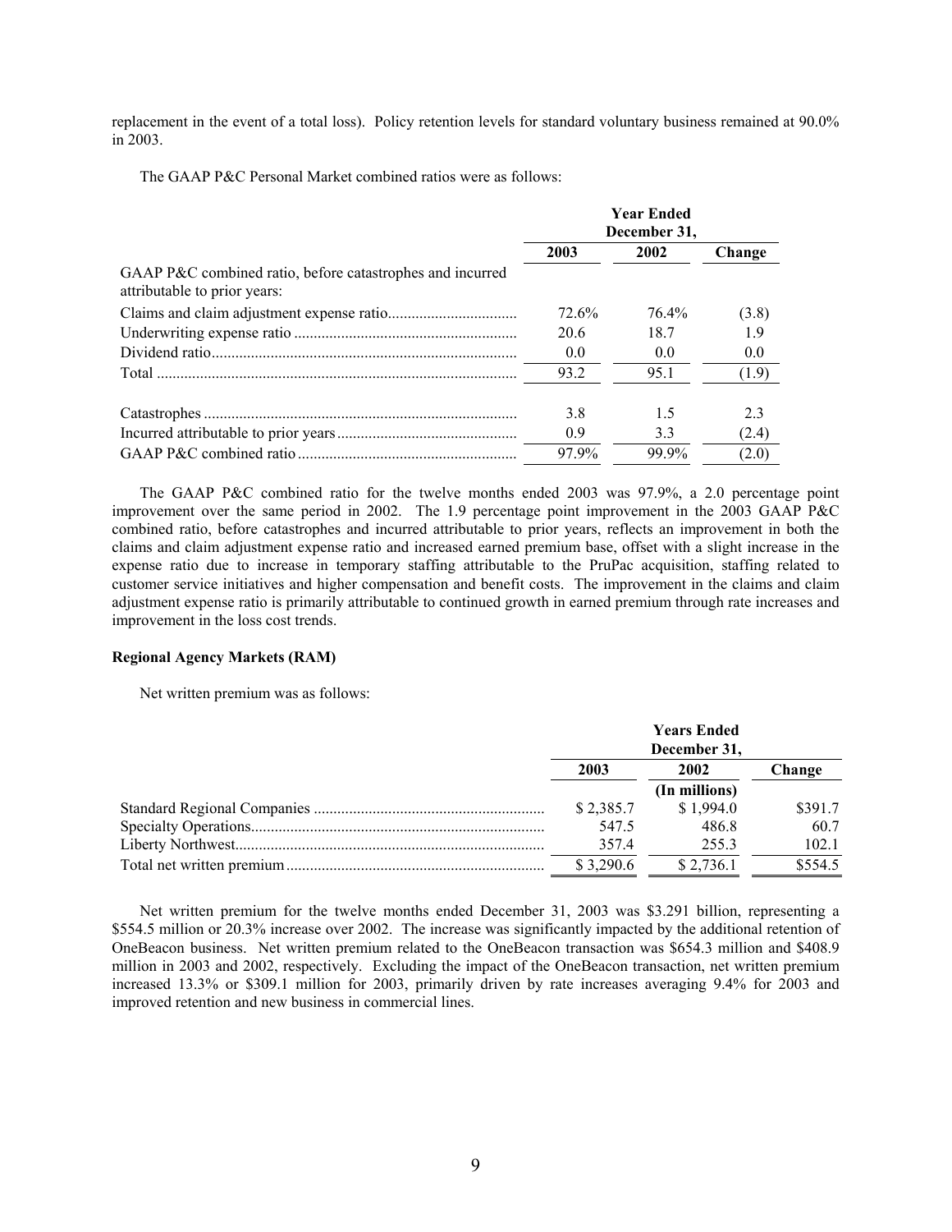replacement in the event of a total loss). Policy retention levels for standard voluntary business remained at 90.0% in 2003.

The GAAP P&C Personal Market combined ratios were as follows:

| | Year Ended December 31, | | |
|---|---|---|---|
| | 2003 | 2002 | Change |
| GAAP P&C combined ratio, before catastrophes and incurred attributable to prior years: | | | |
| Claims and claim adjustment expense ratio | 72.6% | 76.4% | (3.8) |
| Underwriting expense ratio | 20.6 | 18.7 | 1.9 |
| Dividend ratio | 0.0 | 0.0 | 0.0 |
| Total | 93.2 | 95.1 | (1.9) |
| Catastrophes | 3.8 | 1.5 | 2.3 |
| Incurred attributable to prior years | 0.9 | 3.3 | (2.4) |
| GAAP P&C combined ratio | 97.9% | 99.9% | (2.0) |

The GAAP P&C combined ratio for the twelve months ended 2003 was 97.9%, a 2.0 percentage point improvement over the same period in 2002. The 1.9 percentage point improvement in the 2003 GAAP P&C combined ratio, before catastrophes and incurred attributable to prior years, reflects an improvement in both the claims and claim adjustment expense ratio and increased earned premium base, offset with a slight increase in the expense ratio due to increase in temporary staffing attributable to the PruPac acquisition, staffing related to customer service initiatives and higher compensation and benefit costs. The improvement in the claims and claim adjustment expense ratio is primarily attributable to continued growth in earned premium through rate increases and improvement in the loss cost trends.

**Regional Agency Markets (RAM)**

Net written premium was as follows:

| | Years Ended December 31, | | |
|---|---|---|---|
| | 2003 | 2002 | Change |
| | | (In millions) | |
| Standard Regional Companies | $ 2,385.7 | $ 1,994.0 | $391.7 |
| Specialty Operations | 547.5 | 486.8 | 60.7 |
| Liberty Northwest | 357.4 | 255.3 | 102.1 |
| Total net written premium | $ 3,290.6 | $ 2,736.1 | $554.5 |

Net written premium for the twelve months ended December 31, 2003 was $3.291 billion, representing a $554.5 million or 20.3% increase over 2002. The increase was significantly impacted by the additional retention of OneBeacon business. Net written premium related to the OneBeacon transaction was $654.3 million and $408.9 million in 2003 and 2002, respectively. Excluding the impact of the OneBeacon transaction, net written premium increased 13.3% or $309.1 million for 2003, primarily driven by rate increases averaging 9.4% for 2003 and improved retention and new business in commercial lines.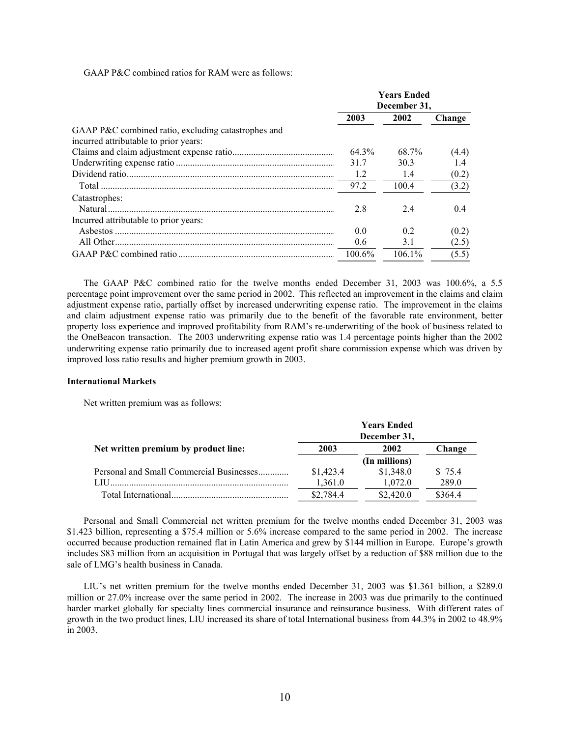GAAP P&C combined ratios for RAM were as follows:

| | Years Ended December 31, | | |
|---|---|---|---|
| | 2003 | 2002 | Change |
| GAAP P&C combined ratio, excluding catastrophes and incurred attributable to prior years: | | | |
| Claims and claim adjustment expense ratio | 64.3% | 68.7% | (4.4) |
| Underwriting expense ratio | 31.7 | 30.3 | 1.4 |
| Dividend ratio | 1.2 | 1.4 | (0.2) |
| Total | 97.2 | 100.4 | (3.2) |
| Catastrophes: | | | |
| Natural | 2.8 | 2.4 | 0.4 |
| Incurred attributable to prior years: | | | |
| Asbestos | 0.0 | 0.2 | (0.2) |
| All Other | 0.6 | 3.1 | (2.5) |
| GAAP P&C combined ratio | 100.6% | 106.1% | (5.5) |

The GAAP P&C combined ratio for the twelve months ended December 31, 2003 was 100.6%, a 5.5 percentage point improvement over the same period in 2002. This reflected an improvement in the claims and claim adjustment expense ratio, partially offset by increased underwriting expense ratio. The improvement in the claims and claim adjustment expense ratio was primarily due to the benefit of the favorable rate environment, better property loss experience and improved profitability from RAM's re-underwriting of the book of business related to the OneBeacon transaction. The 2003 underwriting expense ratio was 1.4 percentage points higher than the 2002 underwriting expense ratio primarily due to increased agent profit share commission expense which was driven by improved loss ratio results and higher premium growth in 2003.

**International Markets**

Net written premium was as follows:

| | Years Ended December 31, | | |
|---|---|---|---|
| **Net written premium by product line:** | **2003** | **2002** | **Change** |
| | | (In millions) | |
| Personal and Small Commercial Businesses | $1,423.4 | $1,348.0 | $ 75.4 |
| LIU | 1,361.0 | 1,072.0 | 289.0 |
| Total International | $2,784.4 | $2,420.0 | $364.4 |

Personal and Small Commercial net written premium for the twelve months ended December 31, 2003 was $1.423 billion, representing a $75.4 million or 5.6% increase compared to the same period in 2002. The increase occurred because production remained flat in Latin America and grew by $144 million in Europe. Europe's growth includes $83 million from an acquisition in Portugal that was largely offset by a reduction of $88 million due to the sale of LMG's health business in Canada.

LIU's net written premium for the twelve months ended December 31, 2003 was $1.361 billion, a $289.0 million or 27.0% increase over the same period in 2002. The increase in 2003 was due primarily to the continued harder market globally for specialty lines commercial insurance and reinsurance business. With different rates of growth in the two product lines, LIU increased its share of total International business from 44.3% in 2002 to 48.9% in 2003.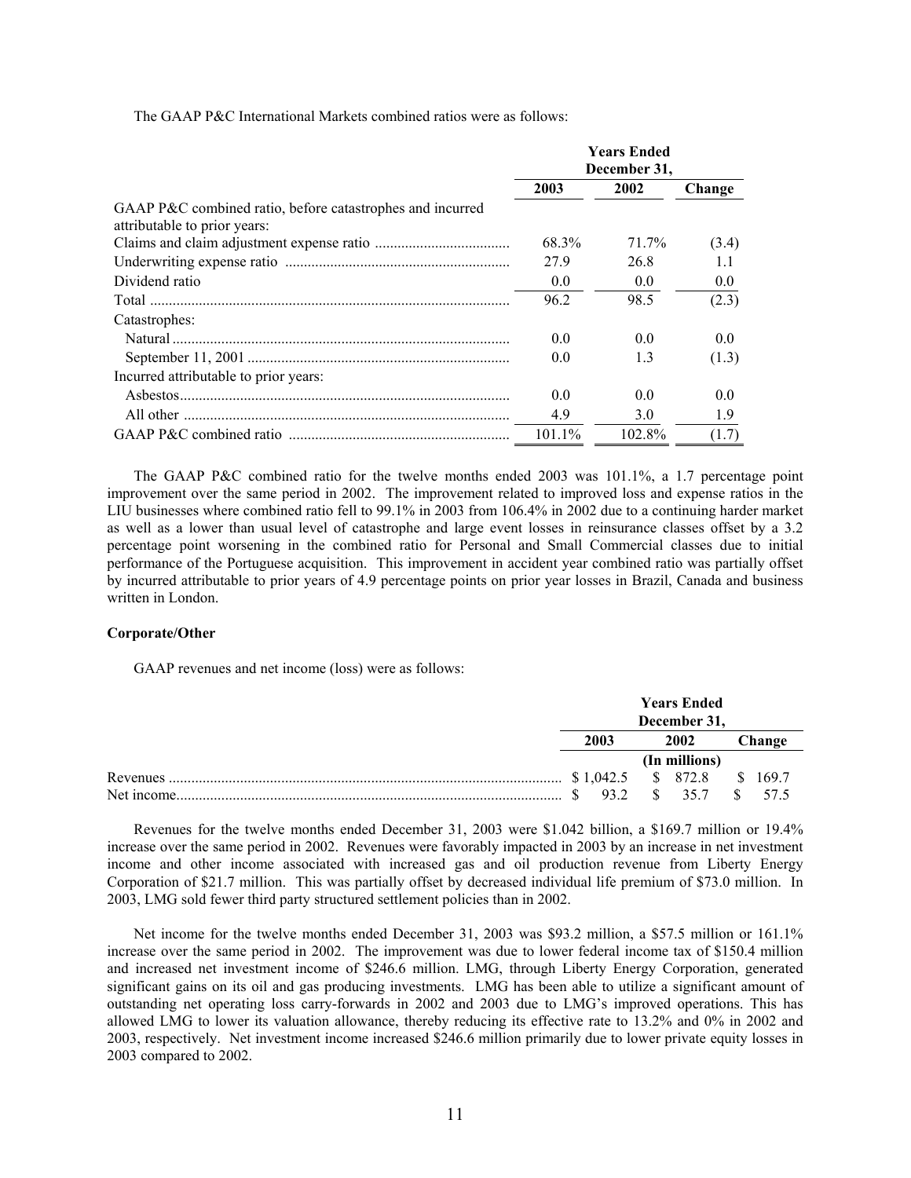The GAAP P&C International Markets combined ratios were as follows:

| | Years Ended December 31, | | |
|---|---|---|---|
| | 2003 | 2002 | Change |
| GAAP P&C combined ratio, before catastrophes and incurred attributable to prior years: | | | |
| Claims and claim adjustment expense ratio | 68.3% | 71.7% | (3.4) |
| Underwriting expense ratio | 27.9 | 26.8 | 1.1 |
| Dividend ratio | 0.0 | 0.0 | 0.0 |
| Total | 96.2 | 98.5 | (2.3) |
| Catastrophes: | | | |
| Natural | 0.0 | 0.0 | 0.0 |
| September 11, 2001 | 0.0 | 1.3 | (1.3) |
| Incurred attributable to prior years: | | | |
| Asbestos | 0.0 | 0.0 | 0.0 |
| All other | 4.9 | 3.0 | 1.9 |
| GAAP P&C combined ratio | 101.1% | 102.8% | (1.7) |

The GAAP P&C combined ratio for the twelve months ended 2003 was 101.1%, a 1.7 percentage point improvement over the same period in 2002. The improvement related to improved loss and expense ratios in the LIU businesses where combined ratio fell to 99.1% in 2003 from 106.4% in 2002 due to a continuing harder market as well as a lower than usual level of catastrophe and large event losses in reinsurance classes offset by a 3.2 percentage point worsening in the combined ratio for Personal and Small Commercial classes due to initial performance of the Portuguese acquisition. This improvement in accident year combined ratio was partially offset by incurred attributable to prior years of 4.9 percentage points on prior year losses in Brazil, Canada and business written in London.

**Corporate/Other**

GAAP revenues and net income (loss) were as follows:

| | Years Ended December 31, | | |
|---|---|---|---|
| | 2003 | 2002 | Change |
| | (In millions) | | |
| Revenues | $ 1,042.5 | $ 872.8 | $ 169.7 |
| Net income | $ 93.2 | $ 35.7 | $ 57.5 |

Revenues for the twelve months ended December 31, 2003 were $1.042 billion, a $169.7 million or 19.4% increase over the same period in 2002. Revenues were favorably impacted in 2003 by an increase in net investment income and other income associated with increased gas and oil production revenue from Liberty Energy Corporation of $21.7 million. This was partially offset by decreased individual life premium of $73.0 million. In 2003, LMG sold fewer third party structured settlement policies than in 2002.

Net income for the twelve months ended December 31, 2003 was $93.2 million, a $57.5 million or 161.1% increase over the same period in 2002. The improvement was due to lower federal income tax of $150.4 million and increased net investment income of $246.6 million. LMG, through Liberty Energy Corporation, generated significant gains on its oil and gas producing investments. LMG has been able to utilize a significant amount of outstanding net operating loss carry-forwards in 2002 and 2003 due to LMG's improved operations. This has allowed LMG to lower its valuation allowance, thereby reducing its effective rate to 13.2% and 0% in 2002 and 2003, respectively. Net investment income increased $246.6 million primarily due to lower private equity losses in 2003 compared to 2002.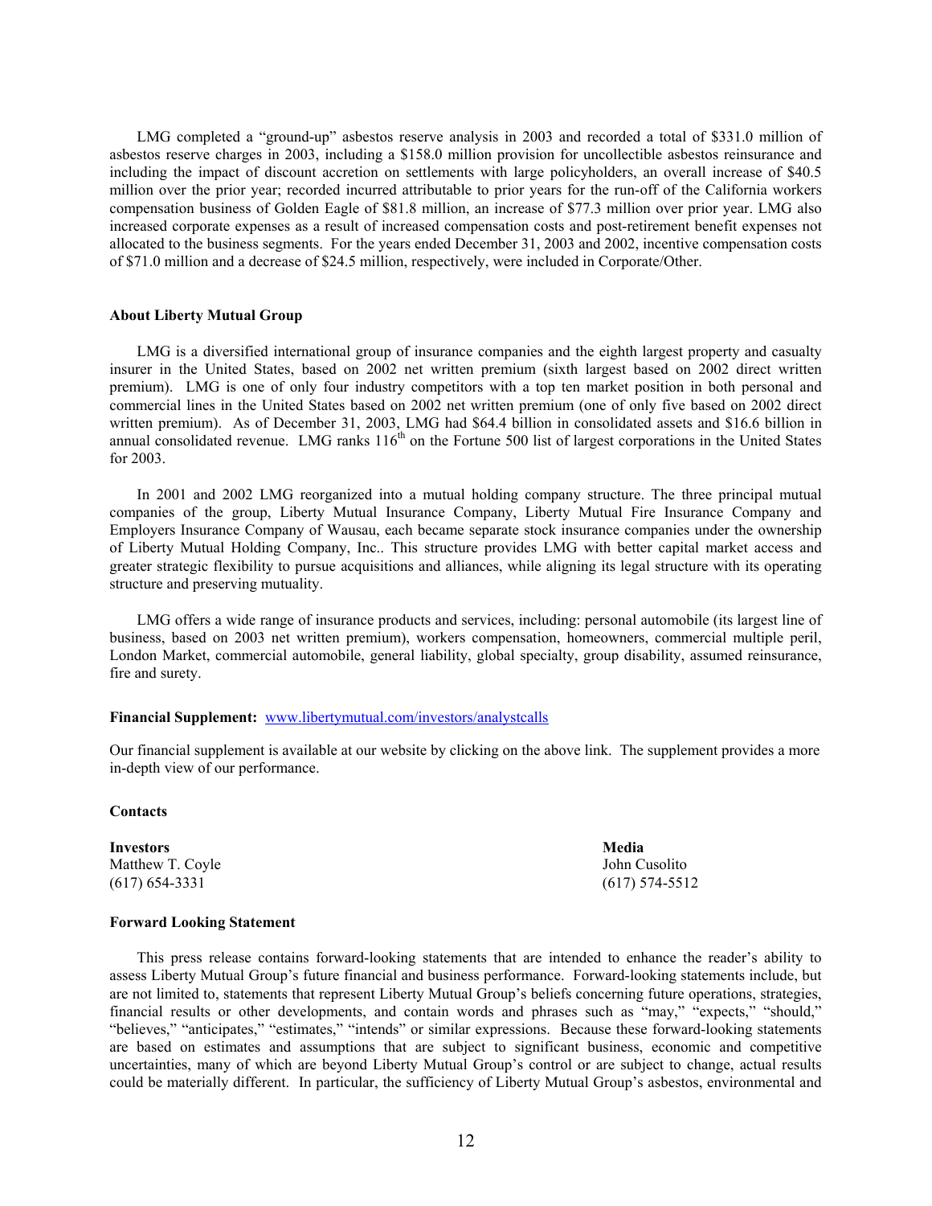LMG completed a "ground-up" asbestos reserve analysis in 2003 and recorded a total of $331.0 million of asbestos reserve charges in 2003, including a $158.0 million provision for uncollectible asbestos reinsurance and including the impact of discount accretion on settlements with large policyholders, an overall increase of $40.5 million over the prior year; recorded incurred attributable to prior years for the run-off of the California workers compensation business of Golden Eagle of $81.8 million, an increase of $77.3 million over prior year. LMG also increased corporate expenses as a result of increased compensation costs and post-retirement benefit expenses not allocated to the business segments. For the years ended December 31, 2003 and 2002, incentive compensation costs of $71.0 million and a decrease of $24.5 million, respectively, were included in Corporate/Other.

**About Liberty Mutual Group**

LMG is a diversified international group of insurance companies and the eighth largest property and casualty insurer in the United States, based on 2002 net written premium (sixth largest based on 2002 direct written premium). LMG is one of only four industry competitors with a top ten market position in both personal and commercial lines in the United States based on 2002 net written premium (one of only five based on 2002 direct written premium). As of December 31, 2003, LMG had $64.4 billion in consolidated assets and $16.6 billion in annual consolidated revenue. LMG ranks 116th on the Fortune 500 list of largest corporations in the United States for 2003.

In 2001 and 2002 LMG reorganized into a mutual holding company structure. The three principal mutual companies of the group, Liberty Mutual Insurance Company, Liberty Mutual Fire Insurance Company and Employers Insurance Company of Wausau, each became separate stock insurance companies under the ownership of Liberty Mutual Holding Company, Inc.. This structure provides LMG with better capital market access and greater strategic flexibility to pursue acquisitions and alliances, while aligning its legal structure with its operating structure and preserving mutuality.

LMG offers a wide range of insurance products and services, including: personal automobile (its largest line of business, based on 2003 net written premium), workers compensation, homeowners, commercial multiple peril, London Market, commercial automobile, general liability, global specialty, group disability, assumed reinsurance, fire and surety.

**Financial Supplement:** www.libertymutual.com/investors/analystcalls

Our financial supplement is available at our website by clicking on the above link. The supplement provides a more in-depth view of our performance.

**Contacts**

**Investors**
Matthew T. Coyle
(617) 654-3331

**Media**
John Cusolito
(617) 574-5512

**Forward Looking Statement**

This press release contains forward-looking statements that are intended to enhance the reader's ability to assess Liberty Mutual Group's future financial and business performance. Forward-looking statements include, but are not limited to, statements that represent Liberty Mutual Group's beliefs concerning future operations, strategies, financial results or other developments, and contain words and phrases such as "may," "expects," "should," "believes," "anticipates," "estimates," "intends" or similar expressions. Because these forward-looking statements are based on estimates and assumptions that are subject to significant business, economic and competitive uncertainties, many of which are beyond Liberty Mutual Group's control or are subject to change, actual results could be materially different. In particular, the sufficiency of Liberty Mutual Group's asbestos, environmental and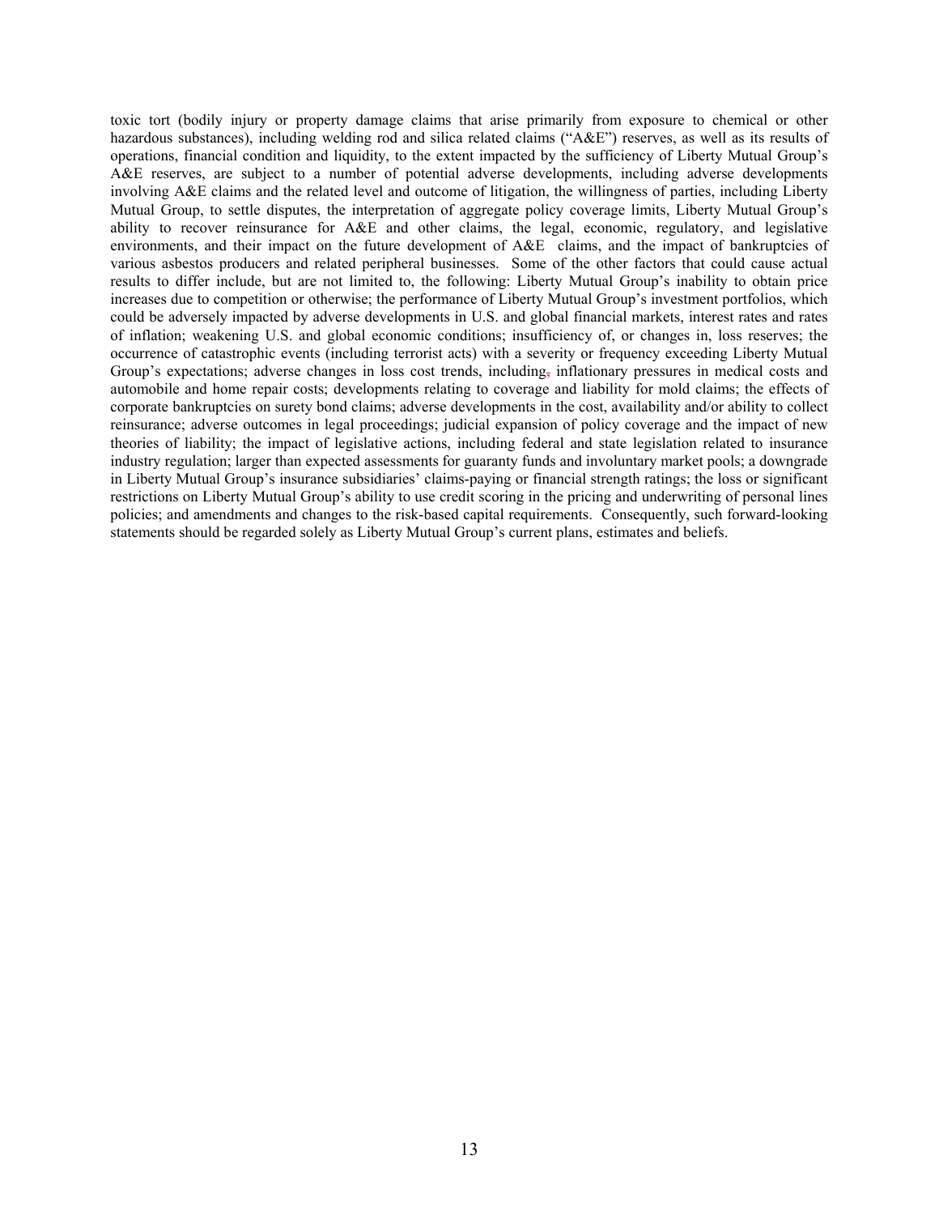toxic tort (bodily injury or property damage claims that arise primarily from exposure to chemical or other hazardous substances), including welding rod and silica related claims (“A&E”) reserves, as well as its results of operations, financial condition and liquidity, to the extent impacted by the sufficiency of Liberty Mutual Group’s A&E reserves, are subject to a number of potential adverse developments, including adverse developments involving A&E claims and the related level and outcome of litigation, the willingness of parties, including Liberty Mutual Group, to settle disputes, the interpretation of aggregate policy coverage limits, Liberty Mutual Group’s ability to recover reinsurance for A&E and other claims, the legal, economic, regulatory, and legislative environments, and their impact on the future development of A&E claims, and the impact of bankruptcies of various asbestos producers and related peripheral businesses. Some of the other factors that could cause actual results to differ include, but are not limited to, the following: Liberty Mutual Group’s inability to obtain price increases due to competition or otherwise; the performance of Liberty Mutual Group’s investment portfolios, which could be adversely impacted by adverse developments in U.S. and global financial markets, interest rates and rates of inflation; weakening U.S. and global economic conditions; insufficiency of, or changes in, loss reserves; the occurrence of catastrophic events (including terrorist acts) with a severity or frequency exceeding Liberty Mutual Group’s expectations; adverse changes in loss cost trends, including, inflationary pressures in medical costs and automobile and home repair costs; developments relating to coverage and liability for mold claims; the effects of corporate bankruptcies on surety bond claims; adverse developments in the cost, availability and/or ability to collect reinsurance; adverse outcomes in legal proceedings; judicial expansion of policy coverage and the impact of new theories of liability; the impact of legislative actions, including federal and state legislation related to insurance industry regulation; larger than expected assessments for guaranty funds and involuntary market pools; a downgrade in Liberty Mutual Group’s insurance subsidiaries’ claims-paying or financial strength ratings; the loss or significant restrictions on Liberty Mutual Group’s ability to use credit scoring in the pricing and underwriting of personal lines policies; and amendments and changes to the risk-based capital requirements. Consequently, such forward-looking statements should be regarded solely as Liberty Mutual Group’s current plans, estimates and beliefs.